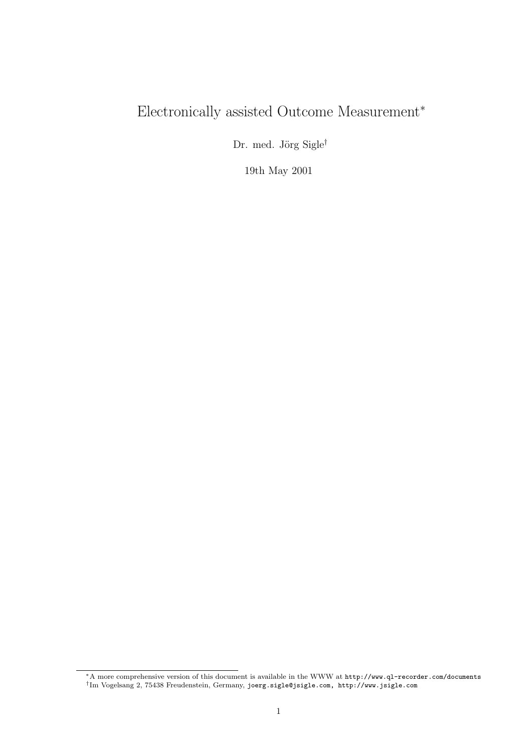# Electronically assisted Outcome Measurement*

Dr. med. Jörg Sigle†

19th May 2001

---

*A more comprehensive version of this document is available in the WWW at `http://www.ql-recorder.com/documents`

†Im Vogelsang 2, 75438 Freudenstein, Germany, `joerg.sigle@jsigle.com`, `http://www.jsigle.com`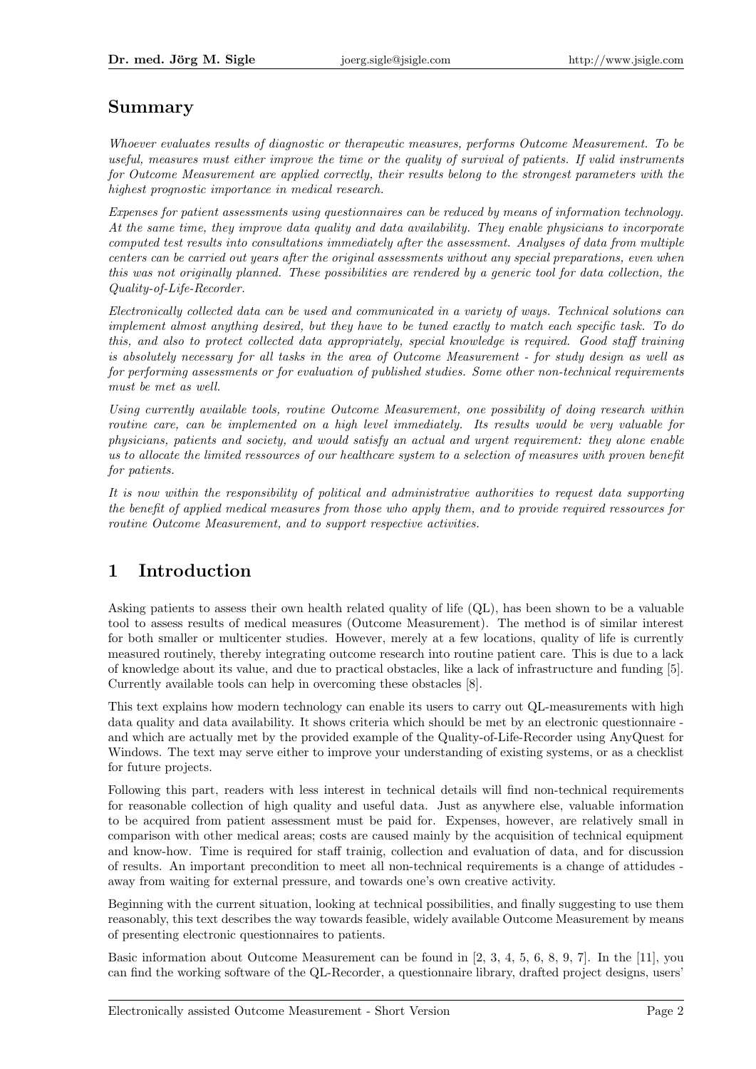## Summary

*Whoever evaluates results of diagnostic or therapeutic measures, performs Outcome Measurement. To be useful, measures must either improve the time or the quality of survival of patients. If valid instruments for Outcome Measurement are applied correctly, their results belong to the strongest parameters with the highest prognostic importance in medical research.*

*Expenses for patient assessments using questionnaires can be reduced by means of information technology. At the same time, they improve data quality and data availability. They enable physicians to incorporate computed test results into consultations immediately after the assessment. Analyses of data from multiple centers can be carried out years after the original assessments without any special preparations, even when this was not originally planned. These possibilities are rendered by a generic tool for data collection, the Quality-of-Life-Recorder.*

*Electronically collected data can be used and communicated in a variety of ways. Technical solutions can implement almost anything desired, but they have to be tuned exactly to match each specific task. To do this, and also to protect collected data appropriately, special knowledge is required. Good staff training is absolutely necessary for all tasks in the area of Outcome Measurement - for study design as well as for performing assessments or for evaluation of published studies. Some other non-technical requirements must be met as well.*

*Using currently available tools, routine Outcome Measurement, one possibility of doing research within routine care, can be implemented on a high level immediately. Its results would be very valuable for physicians, patients and society, and would satisfy an actual and urgent requirement: they alone enable us to allocate the limited ressources of our healthcare system to a selection of measures with proven benefit for patients.*

*It is now within the responsibility of political and administrative authorities to request data supporting the benefit of applied medical measures from those who apply them, and to provide required ressources for routine Outcome Measurement, and to support respective activities.*

## 1 Introduction

Asking patients to assess their own health related quality of life (QL), has been shown to be a valuable tool to assess results of medical measures (Outcome Measurement). The method is of similar interest for both smaller or multicenter studies. However, merely at a few locations, quality of life is currently measured routinely, thereby integrating outcome research into routine patient care. This is due to a lack of knowledge about its value, and due to practical obstacles, like a lack of infrastructure and funding [5]. Currently available tools can help in overcoming these obstacles [8].

This text explains how modern technology can enable its users to carry out QL-measurements with high data quality and data availability. It shows criteria which should be met by an electronic questionnaire - and which are actually met by the provided example of the Quality-of-Life-Recorder using AnyQuest for Windows. The text may serve either to improve your understanding of existing systems, or as a checklist for future projects.

Following this part, readers with less interest in technical details will find non-technical requirements for reasonable collection of high quality and useful data. Just as anywhere else, valuable information to be acquired from patient assessment must be paid for. Expenses, however, are relatively small in comparison with other medical areas; costs are caused mainly by the acquisition of technical equipment and know-how. Time is required for staff trainig, collection and evaluation of data, and for discussion of results. An important precondition to meet all non-technical requirements is a change of attidudes - away from waiting for external pressure, and towards one's own creative activity.

Beginning with the current situation, looking at technical possibilities, and finally suggesting to use them reasonably, this text describes the way towards feasible, widely available Outcome Measurement by means of presenting electronic questionnaires to patients.

Basic information about Outcome Measurement can be found in [2, 3, 4, 5, 6, 8, 9, 7]. In the [11], you can find the working software of the QL-Recorder, a questionnaire library, drafted project designs, users'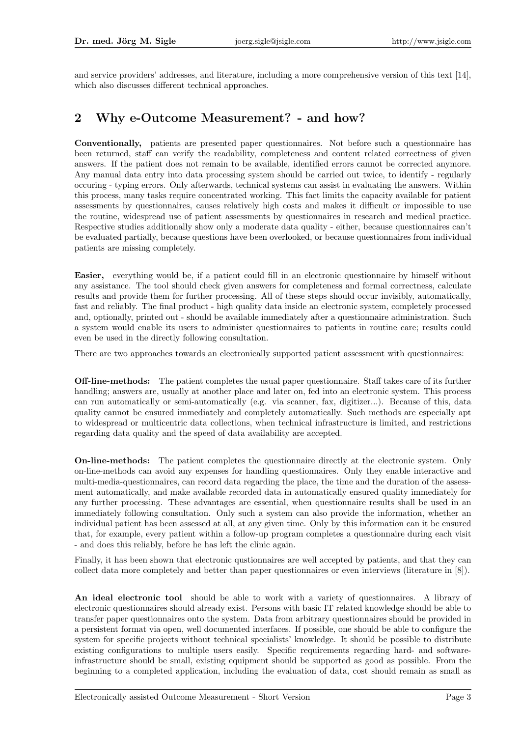and service providers' addresses, and literature, including a more comprehensive version of this text [14], which also discusses different technical approaches.

## 2 Why e-Outcome Measurement? - and how?

**Conventionally,** patients are presented paper questionnaires. Not before such a questionnaire has been returned, staff can verify the readability, completeness and content related correctness of given answers. If the patient does not remain to be available, identified errors cannot be corrected anymore. Any manual data entry into data processing system should be carried out twice, to identify - regularly occuring - typing errors. Only afterwards, technical systems can assist in evaluating the answers. Within this process, many tasks require concentrated working. This fact limits the capacity available for patient assessments by questionnaires, causes relatively high costs and makes it difficult or impossible to use the routine, widespread use of patient assessments by questionnaires in research and medical practice. Respective studies additionally show only a moderate data quality - either, because questionnaires can't be evaluated partially, because questions have been overlooked, or because questionnaires from individual patients are missing completely.

**Easier,** everything would be, if a patient could fill in an electronic questionnaire by himself without any assistance. The tool should check given answers for completeness and formal correctness, calculate results and provide them for further processing. All of these steps should occur invisibly, automatically, fast and reliably. The final product - high quality data inside an electronic system, completely processed and, optionally, printed out - should be available immediately after a questionnaire administration. Such a system would enable its users to administer questionnaires to patients in routine care; results could even be used in the directly following consultation.

There are two approaches towards an electronically supported patient assessment with questionnaires:

**Off-line-methods:** The patient completes the usual paper questionnaire. Staff takes care of its further handling; answers are, usually at another place and later on, fed into an electronic system. This process can run automatically or semi-automatically (e.g. via scanner, fax, digitizer...). Because of this, data quality cannot be ensured immediately and completely automatically. Such methods are especially apt to widespread or multicentric data collections, when technical infrastructure is limited, and restrictions regarding data quality and the speed of data availability are accepted.

**On-line-methods:** The patient completes the questionnaire directly at the electronic system. Only on-line-methods can avoid any expenses for handling questionnaires. Only they enable interactive and multi-media-questionnaires, can record data regarding the place, the time and the duration of the assessment automatically, and make available recorded data in automatically ensured quality immediately for any further processing. These advantages are essential, when questionnaire results shall be used in an immediately following consultation. Only such a system can also provide the information, whether an individual patient has been assessed at all, at any given time. Only by this information can it be ensured that, for example, every patient within a follow-up program completes a questionnaire during each visit - and does this reliably, before he has left the clinic again.

Finally, it has been shown that electronic qustionnaires are well accepted by patients, and that they can collect data more completely and better than paper questionnaires or even interviews (literature in [8]).

**An ideal electronic tool** should be able to work with a variety of questionnaires. A library of electronic questionnaires should already exist. Persons with basic IT related knowledge should be able to transfer paper questionnaires onto the system. Data from arbitrary questionnaires should be provided in a persistent format via open, well documented interfaces. If possible, one should be able to configure the system for specific projects without technical specialists' knowledge. It should be possible to distribute existing configurations to multiple users easily. Specific requirements regarding hard- and software-infrastructure should be small, existing equipment should be supported as good as possible. From the beginning to a completed application, including the evaluation of data, cost should remain as small as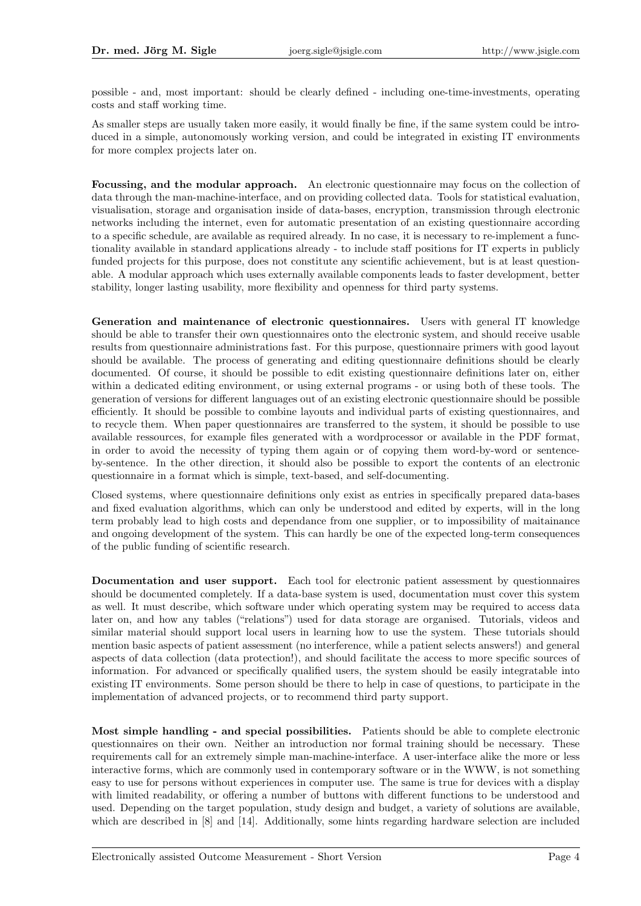possible - and, most important: should be clearly defined - including one-time-investments, operating costs and staff working time.

As smaller steps are usually taken more easily, it would finally be fine, if the same system could be introduced in a simple, autonomously working version, and could be integrated in existing IT environments for more complex projects later on.

**Focussing, and the modular approach.** An electronic questionnaire may focus on the collection of data through the man-machine-interface, and on providing collected data. Tools for statistical evaluation, visualisation, storage and organisation inside of data-bases, encryption, transmission through electronic networks including the internet, even for automatic presentation of an existing questionnaire according to a specific schedule, are available as required already. In no case, it is necessary to re-implement a functionality available in standard applications already - to include staff positions for IT experts in publicly funded projects for this purpose, does not constitute any scientific achievement, but is at least questionable. A modular approach which uses externally available components leads to faster development, better stability, longer lasting usability, more flexibility and openness for third party systems.

**Generation and maintenance of electronic questionnaires.** Users with general IT knowledge should be able to transfer their own questionnaires onto the electronic system, and should receive usable results from questionnaire administrations fast. For this purpose, questionnaire primers with good layout should be available. The process of generating and editing questionnaire definitions should be clearly documented. Of course, it should be possible to edit existing questionnaire definitions later on, either within a dedicated editing environment, or using external programs - or using both of these tools. The generation of versions for different languages out of an existing electronic questionnaire should be possible efficiently. It should be possible to combine layouts and individual parts of existing questionnaires, and to recycle them. When paper questionnaires are transferred to the system, it should be possible to use available ressources, for example files generated with a wordprocessor or available in the PDF format, in order to avoid the necessity of typing them again or of copying them word-by-word or sentence-by-sentence. In the other direction, it should also be possible to export the contents of an electronic questionnaire in a format which is simple, text-based, and self-documenting.

Closed systems, where questionnaire definitions only exist as entries in specifically prepared data-bases and fixed evaluation algorithms, which can only be understood and edited by experts, will in the long term probably lead to high costs and dependance from one supplier, or to impossibility of maitainance and ongoing development of the system. This can hardly be one of the expected long-term consequences of the public funding of scientific research.

**Documentation and user support.** Each tool for electronic patient assessment by questionnaires should be documented completely. If a data-base system is used, documentation must cover this system as well. It must describe, which software under which operating system may be required to access data later on, and how any tables ("relations") used for data storage are organised. Tutorials, videos and similar material should support local users in learning how to use the system. These tutorials should mention basic aspects of patient assessment (no interference, while a patient selects answers!) and general aspects of data collection (data protection!), and should facilitate the access to more specific sources of information. For advanced or specifically qualified users, the system should be easily integratable into existing IT environments. Some person should be there to help in case of questions, to participate in the implementation of advanced projects, or to recommend third party support.

**Most simple handling - and special possibilities.** Patients should be able to complete electronic questionnaires on their own. Neither an introduction nor formal training should be necessary. These requirements call for an extremely simple man-machine-interface. A user-interface alike the more or less interactive forms, which are commonly used in contemporary software or in the WWW, is not something easy to use for persons without experiences in computer use. The same is true for devices with a display with limited readability, or offering a number of buttons with different functions to be understood and used. Depending on the target population, study design and budget, a variety of solutions are available, which are described in [8] and [14]. Additionally, some hints regarding hardware selection are included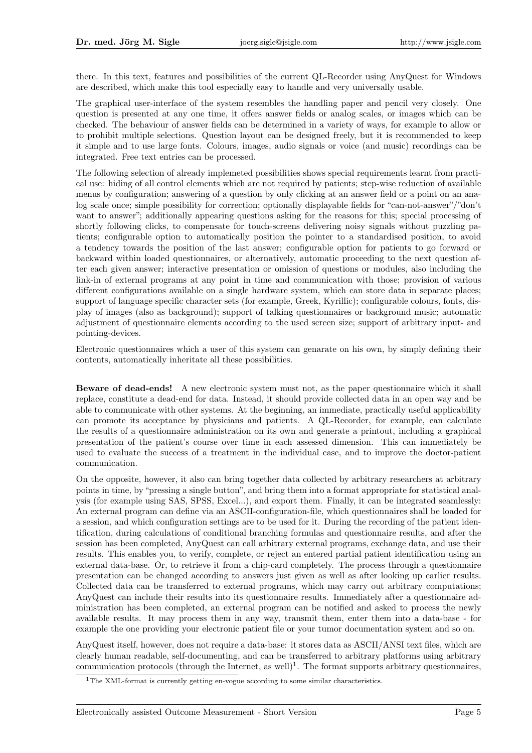there. In this text, features and possibilities of the current QL-Recorder using AnyQuest for Windows are described, which make this tool especially easy to handle and very universally usable.

The graphical user-interface of the system resembles the handling paper and pencil very closely. One question is presented at any one time, it offers answer fields or analog scales, or images which can be checked. The behaviour of answer fields can be determined in a variety of ways, for example to allow or to prohibit multiple selections. Question layout can be designed freely, but it is recommended to keep it simple and to use large fonts. Colours, images, audio signals or voice (and music) recordings can be integrated. Free text entries can be processed.

The following selection of already implemeted possibilities shows special requirements learnt from practical use: hiding of all control elements which are not required by patients; step-wise reduction of available menus by configuration; answering of a question by only clicking at an answer field or a point on an analog scale once; simple possibility for correction; optionally displayable fields for "can-not-answer"/"don't want to answer"; additionally appearing questions asking for the reasons for this; special processing of shortly following clicks, to compensate for touch-screens delivering noisy signals without puzzling patients; configurable option to automatically position the pointer to a standardised position, to avoid a tendency towards the position of the last answer; configurable option for patients to go forward or backward within loaded questionnaires, or alternatively, automatic proceeding to the next question after each given answer; interactive presentation or omission of questions or modules, also including the link-in of external programs at any point in time and communication with those; provision of various different configurations available on a single hardware system, which can store data in separate places; support of language specific character sets (for example, Greek, Kyrillic); configurable colours, fonts, display of images (also as background); support of talking questionnaires or background music; automatic adjustment of questionnaire elements according to the used screen size; support of arbitrary input- and pointing-devices.

Electronic questionnaires which a user of this system can genarate on his own, by simply defining their contents, automatically inheritate all these possibilities.

**Beware of dead-ends!** A new electronic system must not, as the paper questionnaire which it shall replace, constitute a dead-end for data. Instead, it should provide collected data in an open way and be able to communicate with other systems. At the beginning, an immediate, practically useful applicability can promote its acceptance by physicians and patients. A QL-Recorder, for example, can calculate the results of a questionnaire administration on its own and generate a printout, including a graphical presentation of the patient's course over time in each assessed dimension. This can immediately be used to evaluate the success of a treatment in the individual case, and to improve the doctor-patient communication.

On the opposite, however, it also can bring together data collected by arbitrary researchers at arbitrary points in time, by "pressing a single button", and bring them into a format appropriate for statistical analysis (for example using SAS, SPSS, Excel...), and export them. Finally, it can be integrated seamlessly: An external program can define via an ASCII-configuration-file, which questionnaires shall be loaded for a session, and which configuration settings are to be used for it. During the recording of the patient identification, during calculations of conditional branching formulas and questionnaire results, and after the session has been completed, AnyQuest can call arbitrary external programs, exchange data, and use their results. This enables you, to verify, complete, or reject an entered partial patient identification using an external data-base. Or, to retrieve it from a chip-card completely. The process through a questionnaire presentation can be changed according to answers just given as well as after looking up earlier results. Collected data can be transferred to external programs, which may carry out arbitrary computations; AnyQuest can include their results into its questionnaire results. Immediately after a questionnaire administration has been completed, an external program can be notified and asked to process the newly available results. It may process them in any way, transmit them, enter them into a data-base - for example the one providing your electronic patient file or your tumor documentation system and so on.

AnyQuest itself, however, does not require a data-base: it stores data as ASCII/ANSI text files, which are clearly human readable, self-documenting, and can be transferred to arbitrary platforms using arbitrary communication protocols (through the Internet, as well)[1]. The format supports arbitrary questionnaires,

[1] The XML-format is currently getting en-vogue according to some similar characteristics.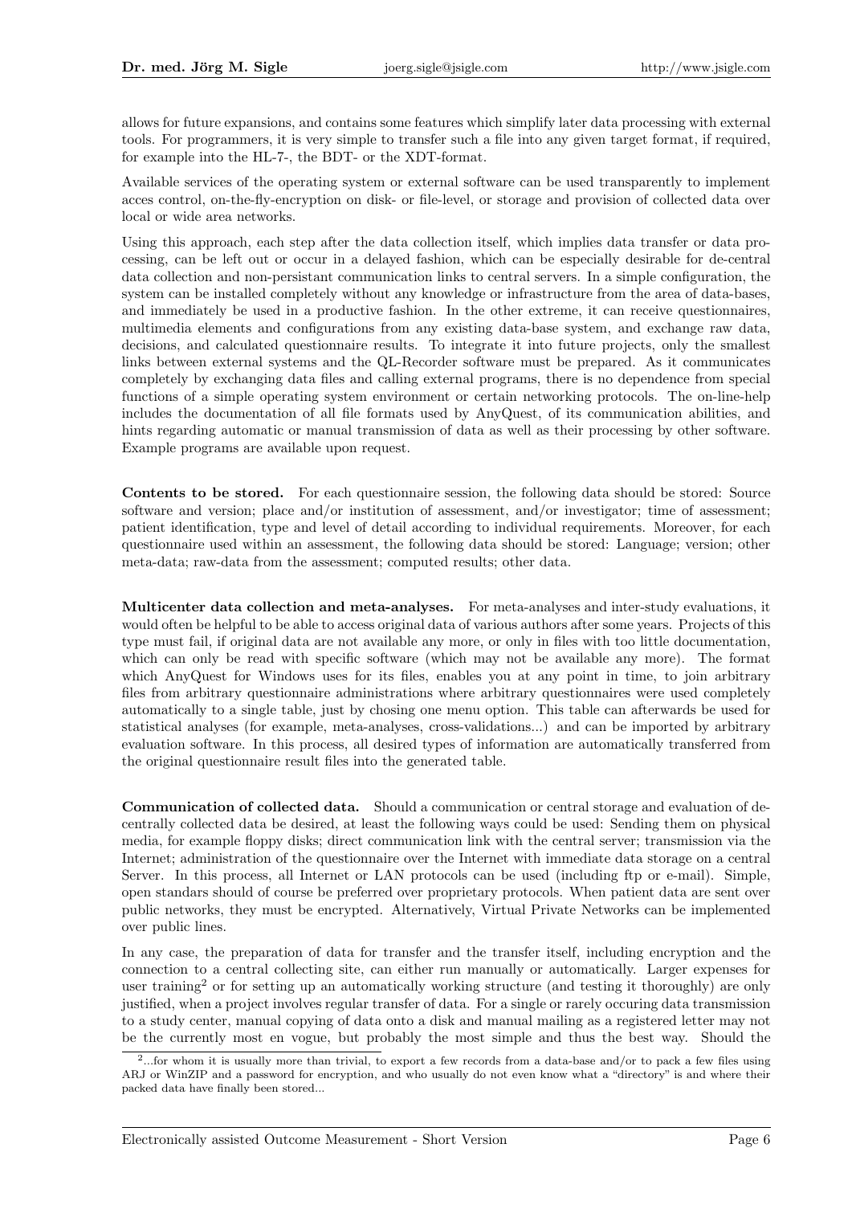allows for future expansions, and contains some features which simplify later data processing with external tools. For programmers, it is very simple to transfer such a file into any given target format, if required, for example into the HL-7-, the BDT- or the XDT-format.

Available services of the operating system or external software can be used transparently to implement acces control, on-the-fly-encryption on disk- or file-level, or storage and provision of collected data over local or wide area networks.

Using this approach, each step after the data collection itself, which implies data transfer or data processing, can be left out or occur in a delayed fashion, which can be especially desirable for de-central data collection and non-persistant communication links to central servers. In a simple configuration, the system can be installed completely without any knowledge or infrastructure from the area of data-bases, and immediately be used in a productive fashion. In the other extreme, it can receive questionnaires, multimedia elements and configurations from any existing data-base system, and exchange raw data, decisions, and calculated questionnaire results. To integrate it into future projects, only the smallest links between external systems and the QL-Recorder software must be prepared. As it communicates completely by exchanging data files and calling external programs, there is no dependence from special functions of a simple operating system environment or certain networking protocols. The on-line-help includes the documentation of all file formats used by AnyQuest, of its communication abilities, and hints regarding automatic or manual transmission of data as well as their processing by other software. Example programs are available upon request.

**Contents to be stored.** For each questionnaire session, the following data should be stored: Source software and version; place and/or institution of assessment, and/or investigator; time of assessment; patient identification, type and level of detail according to individual requirements. Moreover, for each questionnaire used within an assessment, the following data should be stored: Language; version; other meta-data; raw-data from the assessment; computed results; other data.

**Multicenter data collection and meta-analyses.** For meta-analyses and inter-study evaluations, it would often be helpful to be able to access original data of various authors after some years. Projects of this type must fail, if original data are not available any more, or only in files with too little documentation, which can only be read with specific software (which may not be available any more). The format which AnyQuest for Windows uses for its files, enables you at any point in time, to join arbitrary files from arbitrary questionnaire administrations where arbitrary questionnaires were used completely automatically to a single table, just by chosing one menu option. This table can afterwards be used for statistical analyses (for example, meta-analyses, cross-validations...) and can be imported by arbitrary evaluation software. In this process, all desired types of information are automatically transferred from the original questionnaire result files into the generated table.

**Communication of collected data.** Should a communication or central storage and evaluation of decentrally collected data be desired, at least the following ways could be used: Sending them on physical media, for example floppy disks; direct communication link with the central server; transmission via the Internet; administration of the questionnaire over the Internet with immediate data storage on a central Server. In this process, all Internet or LAN protocols can be used (including ftp or e-mail). Simple, open standards should of course be preferred over proprietary protocols. When patient data are sent over public networks, they must be encrypted. Alternatively, Virtual Private Networks can be implemented over public lines.

In any case, the preparation of data for transfer and the transfer itself, including encryption and the connection to a central collecting site, can either run manually or automatically. Larger expenses for user training[2] or for setting up an automatically working structure (and testing it thoroughly) are only justified, when a project involves regular transfer of data. For a single or rarely occuring data transmission to a study center, manual copying of data onto a disk and manual mailing as a registered letter may not be the currently most en vogue, but probably the most simple and thus the best way. Should the

[2]...for whom it is usually more than trivial, to export a few records from a data-base and/or to pack a few files using ARJ or WinZIP and a password for encryption, and who usually do not even know what a "directory" is and where their packed data have finally been stored...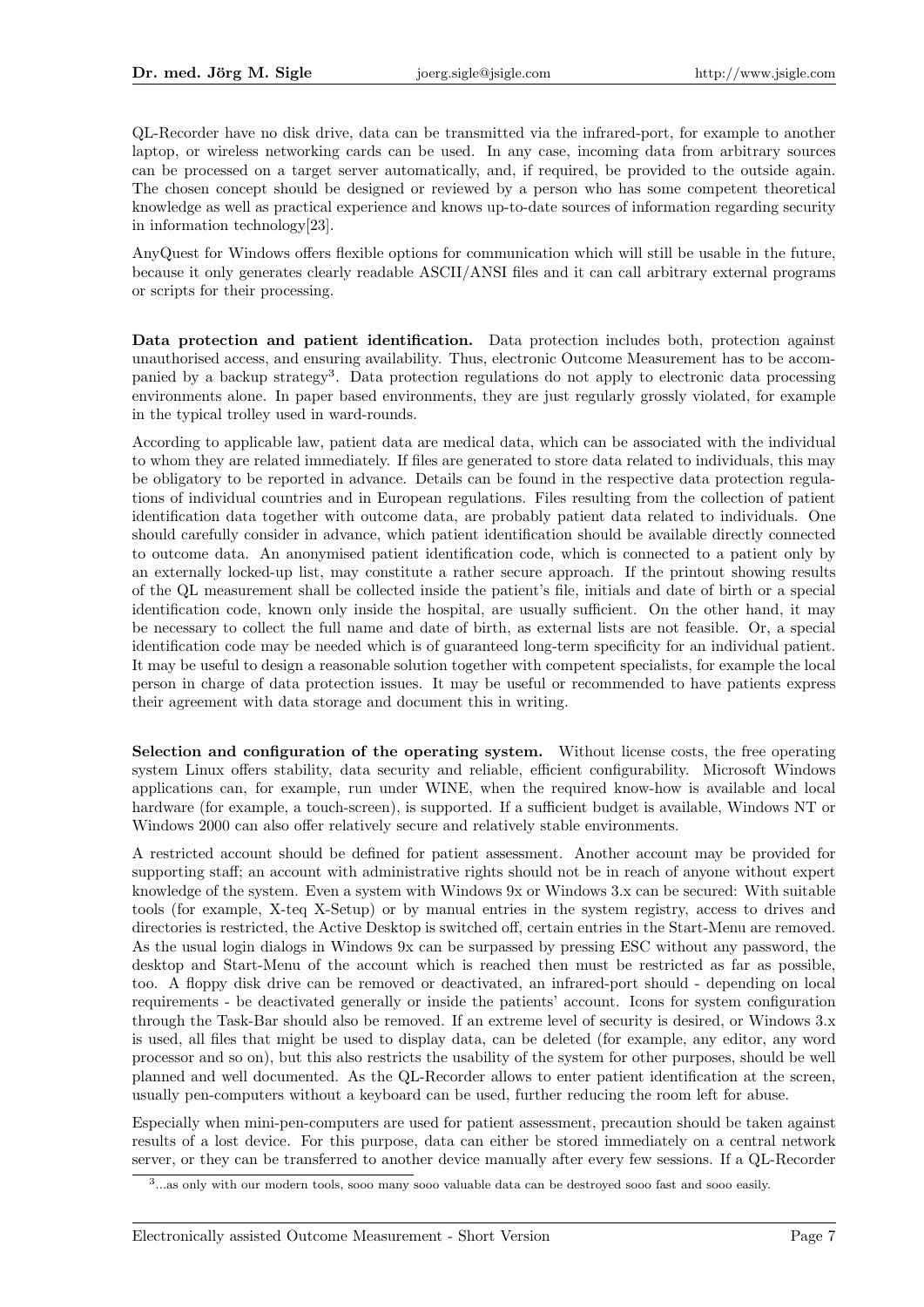QL-Recorder have no disk drive, data can be transmitted via the infrared-port, for example to another laptop, or wireless networking cards can be used. In any case, incoming data from arbitrary sources can be processed on a target server automatically, and, if required, be provided to the outside again. The chosen concept should be designed or reviewed by a person who has some competent theoretical knowledge as well as practical experience and knows up-to-date sources of information regarding security in information technology[23].

AnyQuest for Windows offers flexible options for communication which will still be usable in the future, because it only generates clearly readable ASCII/ANSI files and it can call arbitrary external programs or scripts for their processing.

**Data protection and patient identification.** Data protection includes both, protection against unauthorised access, and ensuring availability. Thus, electronic Outcome Measurement has to be accompanied by a backup strategy[3]. Data protection regulations do not apply to electronic data processing environments alone. In paper based environments, they are just regularly grossly violated, for example in the typical trolley used in ward-rounds.

According to applicable law, patient data are medical data, which can be associated with the individual to whom they are related immediately. If files are generated to store data related to individuals, this may be obligatory to be reported in advance. Details can be found in the respective data protection regulations of individual countries and in European regulations. Files resulting from the collection of patient identification data together with outcome data, are probably patient data related to individuals. One should carefully consider in advance, which patient identification should be available directly connected to outcome data. An anonymised patient identification code, which is connected to a patient only by an externally locked-up list, may constitute a rather secure approach. If the printout showing results of the QL measurement shall be collected inside the patient's file, initials and date of birth or a special identification code, known only inside the hospital, are usually sufficient. On the other hand, it may be necessary to collect the full name and date of birth, as external lists are not feasible. Or, a special identification code may be needed which is of guaranteed long-term specificity for an individual patient. It may be useful to design a reasonable solution together with competent specialists, for example the local person in charge of data protection issues. It may be useful or recommended to have patients express their agreement with data storage and document this in writing.

**Selection and configuration of the operating system.** Without license costs, the free operating system Linux offers stability, data security and reliable, efficient configurability. Microsoft Windows applications can, for example, run under WINE, when the required know-how is available and local hardware (for example, a touch-screen), is supported. If a sufficient budget is available, Windows NT or Windows 2000 can also offer relatively secure and relatively stable environments.

A restricted account should be defined for patient assessment. Another account may be provided for supporting staff; an account with administrative rights should not be in reach of anyone without expert knowledge of the system. Even a system with Windows 9x or Windows 3.x can be secured: With suitable tools (for example, X-teq X-Setup) or by manual entries in the system registry, access to drives and directories is restricted, the Active Desktop is switched off, certain entries in the Start-Menu are removed. As the usual login dialogs in Windows 9x can be surpassed by pressing ESC without any password, the desktop and Start-Menu of the account which is reached then must be restricted as far as possible, too. A floppy disk drive can be removed or deactivated, an infrared-port should - depending on local requirements - be deactivated generally or inside the patients' account. Icons for system configuration through the Task-Bar should also be removed. If an extreme level of security is desired, or Windows 3.x is used, all files that might be used to display data, can be deleted (for example, any editor, any word processor and so on), but this also restricts the usability of the system for other purposes, should be well planned and well documented. As the QL-Recorder allows to enter patient identification at the screen, usually pen-computers without a keyboard can be used, further reducing the room left for abuse.

Especially when mini-pen-computers are used for patient assessment, precaution should be taken against results of a lost device. For this purpose, data can either be stored immediately on a central network server, or they can be transferred to another device manually after every few sessions. If a QL-Recorder

[3]...as only with our modern tools, sooo many sooo valuable data can be destroyed sooo fast and sooo easily.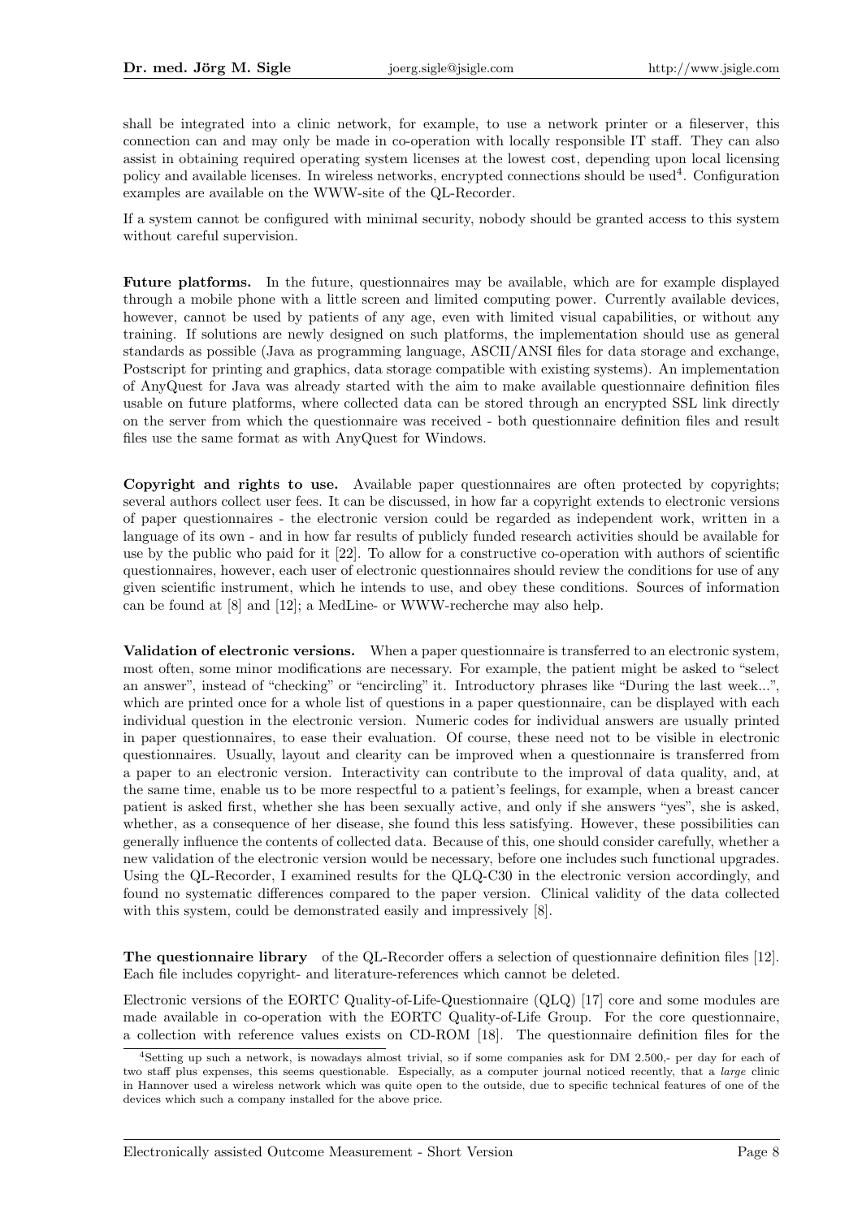shall be integrated into a clinic network, for example, to use a network printer or a fileserver, this connection can and may only be made in co-operation with locally responsible IT staff. They can also assist in obtaining required operating system licenses at the lowest cost, depending upon local licensing policy and available licenses. In wireless networks, encrypted connections should be used[4]. Configuration examples are available on the WWW-site of the QL-Recorder.

If a system cannot be configured with minimal security, nobody should be granted access to this system without careful supervision.

**Future platforms.** In the future, questionnaires may be available, which are for example displayed through a mobile phone with a little screen and limited computing power. Currently available devices, however, cannot be used by patients of any age, even with limited visual capabilities, or without any training. If solutions are newly designed on such platforms, the implementation should use as general standards as possible (Java as programming language, ASCII/ANSI files for data storage and exchange, Postscript for printing and graphics, data storage compatible with existing systems). An implementation of AnyQuest for Java was already started with the aim to make available questionnaire definition files usable on future platforms, where collected data can be stored through an encrypted SSL link directly on the server from which the questionnaire was received - both questionnaire definition files and result files use the same format as with AnyQuest for Windows.

**Copyright and rights to use.** Available paper questionnaires are often protected by copyrights; several authors collect user fees. It can be discussed, in how far a copyright extends to electronic versions of paper questionnaires - the electronic version could be regarded as independent work, written in a language of its own - and in how far results of publicly funded research activities should be available for use by the public who paid for it [22]. To allow for a constructive co-operation with authors of scientific questionnaires, however, each user of electronic questionnaires should review the conditions for use of any given scientific instrument, which he intends to use, and obey these conditions. Sources of information can be found at [8] and [12]; a MedLine- or WWW-recherche may also help.

**Validation of electronic versions.** When a paper questionnaire is transferred to an electronic system, most often, some minor modifications are necessary. For example, the patient might be asked to "select an answer", instead of "checking" or "encircling" it. Introductory phrases like "During the last week...", which are printed once for a whole list of questions in a paper questionnaire, can be displayed with each individual question in the electronic version. Numeric codes for individual answers are usually printed in paper questionnaires, to ease their evaluation. Of course, these need not to be visible in electronic questionnaires. Usually, layout and clearity can be improved when a questionnaire is transferred from a paper to an electronic version. Interactivity can contribute to the improval of data quality, and, at the same time, enable us to be more respectful to a patient's feelings, for example, when a breast cancer patient is asked first, whether she has been sexually active, and only if she answers "yes", she is asked, whether, as a consequence of her disease, she found this less satisfying. However, these possibilities can generally influence the contents of collected data. Because of this, one should consider carefully, whether a new validation of the electronic version would be necessary, before one includes such functional upgrades. Using the QL-Recorder, I examined results for the QLQ-C30 in the electronic version accordingly, and found no systematic differences compared to the paper version. Clinical validity of the data collected with this system, could be demonstrated easily and impressively [8].

**The questionnaire library** of the QL-Recorder offers a selection of questionnaire definition files [12]. Each file includes copyright- and literature-references which cannot be deleted.

Electronic versions of the EORTC Quality-of-Life-Questionnaire (QLQ) [17] core and some modules are made available in co-operation with the EORTC Quality-of-Life Group. For the core questionnaire, a collection with reference values exists on CD-ROM [18]. The questionnaire definition files for the

[4] Setting up such a network, is nowadays almost trivial, so if some companies ask for DM 2.500,- per day for each of two staff plus expenses, this seems questionable. Especially, as a computer journal noticed recently, that a *large* clinic in Hannover used a wireless network which was quite open to the outside, due to specific technical features of one of the devices which such a company installed for the above price.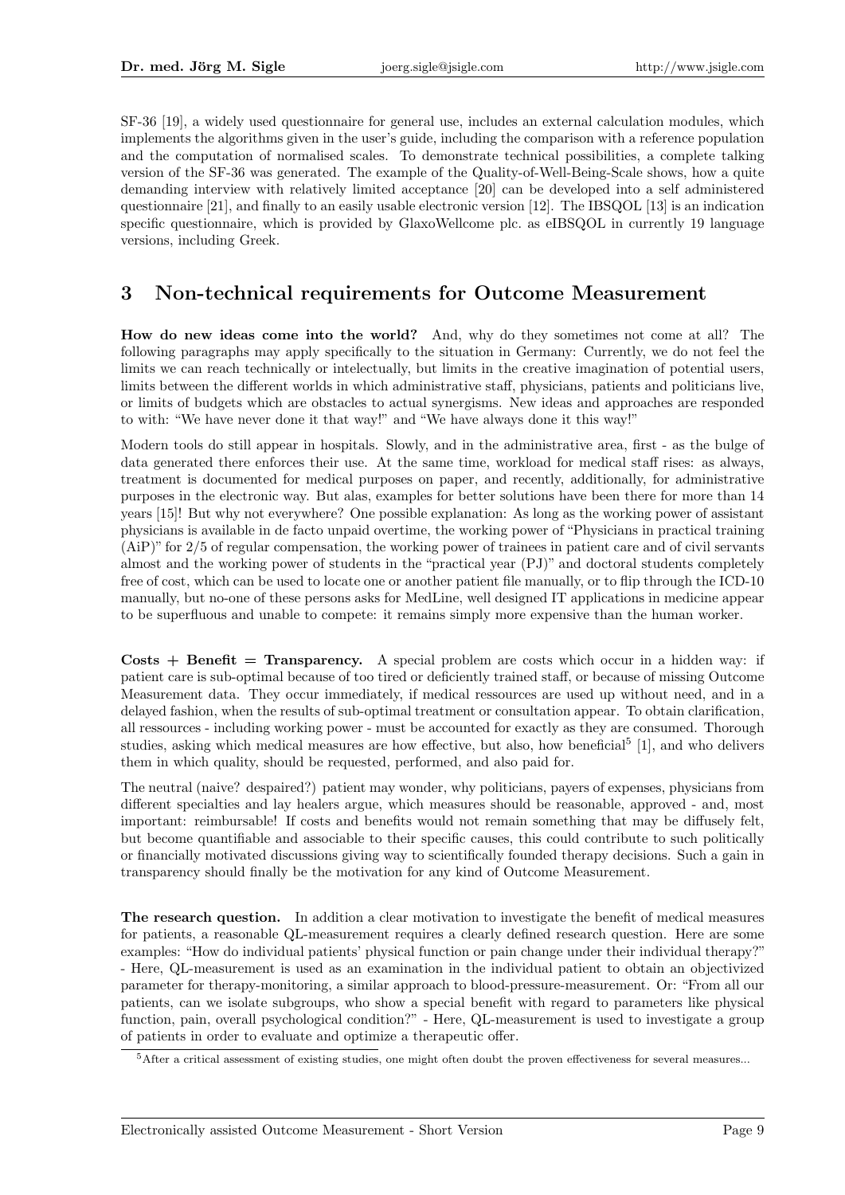SF-36 [19], a widely used questionnaire for general use, includes an external calculation modules, which implements the algorithms given in the user's guide, including the comparison with a reference population and the computation of normalised scales. To demonstrate technical possibilities, a complete talking version of the SF-36 was generated. The example of the Quality-of-Well-Being-Scale shows, how a quite demanding interview with relatively limited acceptance [20] can be developed into a self administered questionnaire [21], and finally to an easily usable electronic version [12]. The IBSQOL [13] is an indication specific questionnaire, which is provided by GlaxoWellcome plc. as eIBSQOL in currently 19 language versions, including Greek.

## 3 Non-technical requirements for Outcome Measurement

**How do new ideas come into the world?** And, why do they sometimes not come at all? The following paragraphs may apply specifically to the situation in Germany: Currently, we do not feel the limits we can reach technically or intelectually, but limits in the creative imagination of potential users, limits between the different worlds in which administrative staff, physicians, patients and politicians live, or limits of budgets which are obstacles to actual synergisms. New ideas and approaches are responded to with: "We have never done it that way!" and "We have always done it this way!"

Modern tools do still appear in hospitals. Slowly, and in the administrative area, first - as the bulge of data generated there enforces their use. At the same time, workload for medical staff rises: as always, treatment is documented for medical purposes on paper, and recently, additionally, for administrative purposes in the electronic way. But alas, examples for better solutions have been there for more than 14 years [15]! But why not everywhere? One possible explanation: As long as the working power of assistant physicians is available in de facto unpaid overtime, the working power of "Physicians in practical training (AiP)" for 2/5 of regular compensation, the working power of trainees in patient care and of civil servants almost and the working power of students in the "practical year (PJ)" and doctoral students completely free of cost, which can be used to locate one or another patient file manually, or to flip through the ICD-10 manually, but no-one of these persons asks for MedLine, well designed IT applications in medicine appear to be superfluous and unable to compete: it remains simply more expensive than the human worker.

**Costs + Benefit = Transparency.** A special problem are costs which occur in a hidden way: if patient care is sub-optimal because of too tired or deficiently trained staff, or because of missing Outcome Measurement data. They occur immediately, if medical ressources are used up without need, and in a delayed fashion, when the results of sub-optimal treatment or consultation appear. To obtain clarification, all ressources - including working power - must be accounted for exactly as they are consumed. Thorough studies, asking which medical measures are how effective, but also, how beneficial[5] [1], and who delivers them in which quality, should be requested, performed, and also paid for.

The neutral (naive? despaired?) patient may wonder, why politicians, payers of expenses, physicians from different specialties and lay healers argue, which measures should be reasonable, approved - and, most important: reimbursable! If costs and benefits would not remain something that may be diffusely felt, but become quantifiable and associable to their specific causes, this could contribute to such politically or financially motivated discussions giving way to scientifically founded therapy decisions. Such a gain in transparency should finally be the motivation for any kind of Outcome Measurement.

**The research question.** In addition a clear motivation to investigate the benefit of medical measures for patients, a reasonable QL-measurement requires a clearly defined research question. Here are some examples: "How do individual patients' physical function or pain change under their individual therapy?" - Here, QL-measurement is used as an examination in the individual patient to obtain an objectivized parameter for therapy-monitoring, a similar approach to blood-pressure-measurement. Or: "From all our patients, can we isolate subgroups, who show a special benefit with regard to parameters like physical function, pain, overall psychological condition?" - Here, QL-measurement is used to investigate a group of patients in order to evaluate and optimize a therapeutic offer.

[5] After a critical assessment of existing studies, one might often doubt the proven effectiveness for several measures...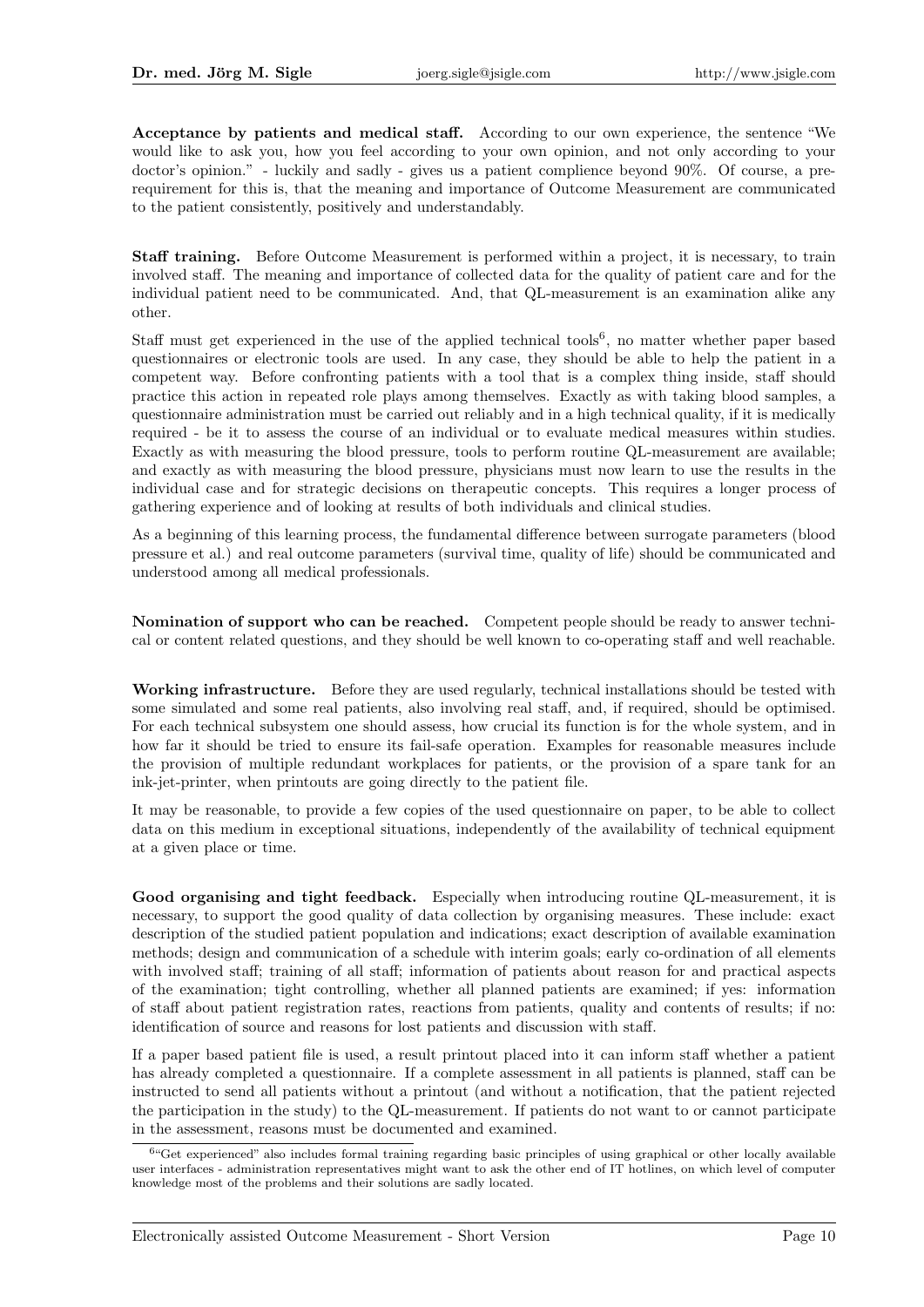**Acceptance by patients and medical staff.** According to our own experience, the sentence "We would like to ask you, how you feel according to your own opinion, and not only according to your doctor's opinion." - luckily and sadly - gives us a patient complience beyond 90%. Of course, a pre-requirement for this is, that the meaning and importance of Outcome Measurement are communicated to the patient consistently, positively and understandably.

**Staff training.** Before Outcome Measurement is performed within a project, it is necessary, to train involved staff. The meaning and importance of collected data for the quality of patient care and for the individual patient need to be communicated. And, that QL-measurement is an examination alike any other.

Staff must get experienced in the use of the applied technical tools[6], no matter whether paper based questionnaires or electronic tools are used. In any case, they should be able to help the patient in a competent way. Before confronting patients with a tool that is a complex thing inside, staff should practice this action in repeated role plays among themselves. Exactly as with taking blood samples, a questionnaire administration must be carried out reliably and in a high technical quality, if it is medically required - be it to assess the course of an individual or to evaluate medical measures within studies. Exactly as with measuring the blood pressure, tools to perform routine QL-measurement are available; and exactly as with measuring the blood pressure, physicians must now learn to use the results in the individual case and for strategic decisions on therapeutic concepts. This requires a longer process of gathering experience and of looking at results of both individuals and clinical studies.

As a beginning of this learning process, the fundamental difference between surrogate parameters (blood pressure et al.) and real outcome parameters (survival time, quality of life) should be communicated and understood among all medical professionals.

**Nomination of support who can be reached.** Competent people should be ready to answer technical or content related questions, and they should be well known to co-operating staff and well reachable.

**Working infrastructure.** Before they are used regularly, technical installations should be tested with some simulated and some real patients, also involving real staff, and, if required, should be optimised. For each technical subsystem one should assess, how crucial its function is for the whole system, and in how far it should be tried to ensure its fail-safe operation. Examples for reasonable measures include the provision of multiple redundant workplaces for patients, or the provision of a spare tank for an ink-jet-printer, when printouts are going directly to the patient file.

It may be reasonable, to provide a few copies of the used questionnaire on paper, to be able to collect data on this medium in exceptional situations, independently of the availability of technical equipment at a given place or time.

**Good organising and tight feedback.** Especially when introducing routine QL-measurement, it is necessary, to support the good quality of data collection by organising measures. These include: exact description of the studied patient population and indications; exact description of available examination methods; design and communication of a schedule with interim goals; early co-ordination of all elements with involved staff; training of all staff; information of patients about reason for and practical aspects of the examination; tight controlling, whether all planned patients are examined; if yes: information of staff about patient registration rates, reactions from patients, quality and contents of results; if no: identification of source and reasons for lost patients and discussion with staff.

If a paper based patient file is used, a result printout placed into it can inform staff whether a patient has already completed a questionnaire. If a complete assessment in all patients is planned, staff can be instructed to send all patients without a printout (and without a notification, that the patient rejected the participation in the study) to the QL-measurement. If patients do not want to or cannot participate in the assessment, reasons must be documented and examined.

[6] "Get experienced" also includes formal training regarding basic principles of using graphical or other locally available user interfaces - administration representatives might want to ask the other end of IT hotlines, on which level of computer knowledge most of the problems and their solutions are sadly located.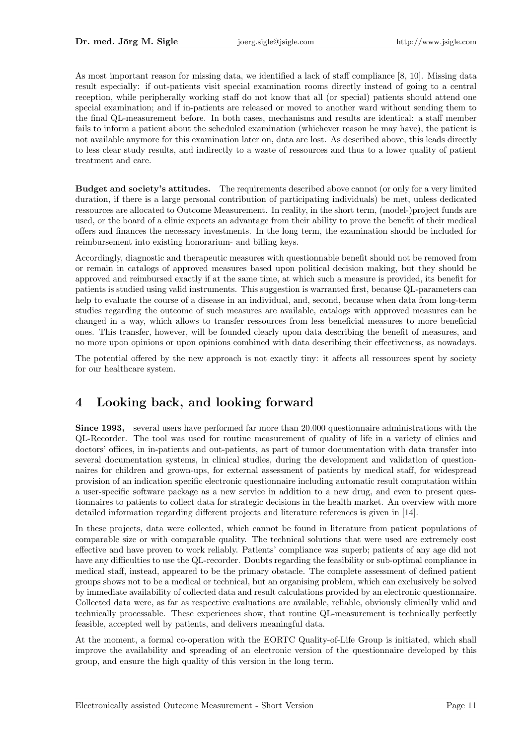As most important reason for missing data, we identified a lack of staff compliance [8, 10]. Missing data result especially: if out-patients visit special examination rooms directly instead of going to a central reception, while peripherally working staff do not know that all (or special) patients should attend one special examination; and if in-patients are released or moved to another ward without sending them to the final QL-measurement before. In both cases, mechanisms and results are identical: a staff member fails to inform a patient about the scheduled examination (whichever reason he may have), the patient is not available anymore for this examination later on, data are lost. As described above, this leads directly to less clear study results, and indirectly to a waste of ressources and thus to a lower quality of patient treatment and care.

**Budget and society's attitudes.** The requirements described above cannot (or only for a very limited duration, if there is a large personal contribution of participating individuals) be met, unless dedicated ressources are allocated to Outcome Measurement. In reality, in the short term, (model-)project funds are used, or the board of a clinic expects an advantage from their ability to prove the benefit of their medical offers and finances the necessary investments. In the long term, the examination should be included for reimbursement into existing honorarium- and billing keys.

Accordingly, diagnostic and therapeutic measures with questionnable benefit should not be removed from or remain in catalogs of approved measures based upon political decision making, but they should be approved and reimbursed exactly if at the same time, at which such a measure is provided, its benefit for patients is studied using valid instruments. This suggestion is warranted first, because QL-parameters can help to evaluate the course of a disease in an individual, and, second, because when data from long-term studies regarding the outcome of such measures are available, catalogs with approved measures can be changed in a way, which allows to transfer ressources from less beneficial measures to more beneficial ones. This transfer, however, will be founded clearly upon data describing the benefit of measures, and no more upon opinions or upon opinions combined with data describing their effectiveness, as nowadays.

The potential offered by the new approach is not exactly tiny: it affects all ressources spent by society for our healthcare system.

# 4 Looking back, and looking forward

**Since 1993,** several users have performed far more than 20.000 questionnaire administrations with the QL-Recorder. The tool was used for routine measurement of quality of life in a variety of clinics and doctors' offices, in in-patients and out-patients, as part of tumor documentation with data transfer into several documentation systems, in clinical studies, during the development and validation of questionnaires for children and grown-ups, for external assessment of patients by medical staff, for widespread provision of an indication specific electronic questionnaire including automatic result computation within a user-specific software package as a new service in addition to a new drug, and even to present questionnaires to patients to collect data for strategic decisions in the health market. An overview with more detailed information regarding different projects and literature references is given in [14].

In these projects, data were collected, which cannot be found in literature from patient populations of comparable size or with comparable quality. The technical solutions that were used are extremely cost effective and have proven to work reliably. Patients' compliance was superb; patients of any age did not have any difficulties to use the QL-recorder. Doubts regarding the feasibility or sub-optimal compliance in medical staff, instead, appeared to be the primary obstacle. The complete assessment of defined patient groups shows not to be a medical or technical, but an organising problem, which can exclusively be solved by immediate availability of collected data and result calculations provided by an electronic questionnaire. Collected data were, as far as respective evaluations are available, reliable, obviously clinically valid and technically processable. These experiences show, that routine QL-measurement is technically perfectly feasible, accepted well by patients, and delivers meaningful data.

At the moment, a formal co-operation with the EORTC Quality-of-Life Group is initiated, which shall improve the availability and spreading of an electronic version of the questionnaire developed by this group, and ensure the high quality of this version in the long term.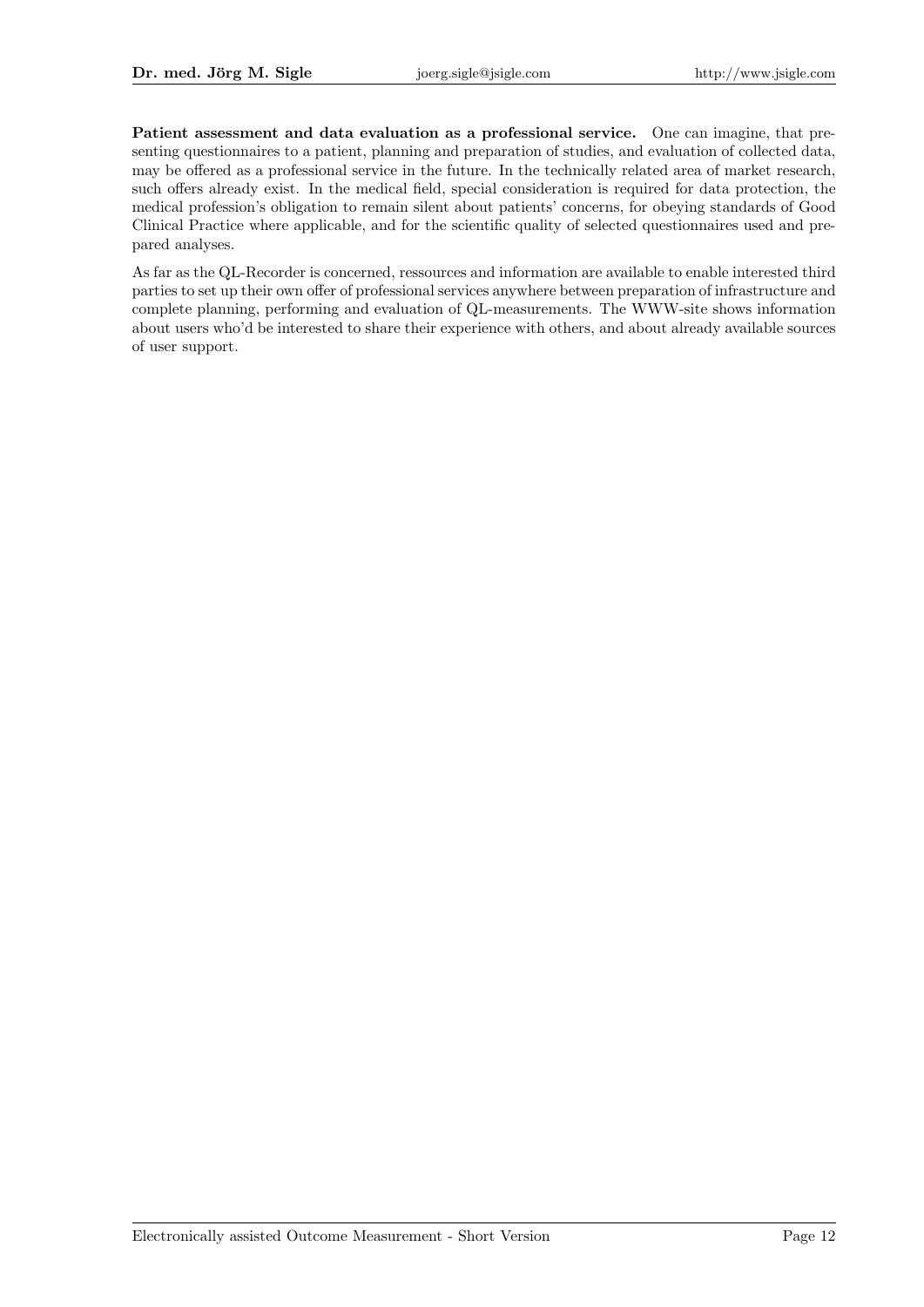**Patient assessment and data evaluation as a professional service.** One can imagine, that presenting questionnaires to a patient, planning and preparation of studies, and evaluation of collected data, may be offered as a professional service in the future. In the technically related area of market research, such offers already exist. In the medical field, special consideration is required for data protection, the medical profession's obligation to remain silent about patients' concerns, for obeying standards of Good Clinical Practice where applicable, and for the scientific quality of selected questionnaires used and prepared analyses.

As far as the QL-Recorder is concerned, ressources and information are available to enable interested third parties to set up their own offer of professional services anywhere between preparation of infrastructure and complete planning, performing and evaluation of QL-measurements. The WWW-site shows information about users who'd be interested to share their experience with others, and about already available sources of user support.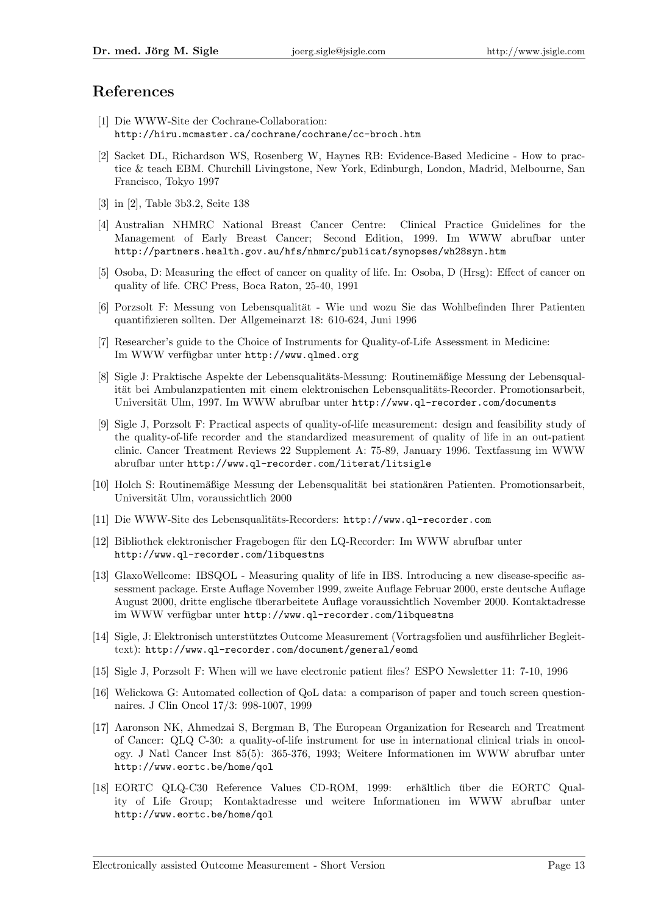## References

[1] Die WWW-Site der Cochrane-Collaboration:
`http://hiru.mcmaster.ca/cochrane/cochrane/cc-broch.htm`

[2] Sacket DL, Richardson WS, Rosenberg W, Haynes RB: Evidence-Based Medicine - How to practice & teach EBM. Churchill Livingstone, New York, Edinburgh, London, Madrid, Melbourne, San Francisco, Tokyo 1997

[3] in [2], Table 3b3.2, Seite 138

[4] Australian NHMRC National Breast Cancer Centre: Clinical Practice Guidelines for the Management of Early Breast Cancer; Second Edition, 1999. Im WWW abrufbar unter `http://partners.health.gov.au/hfs/nhmrc/publicat/synopses/wh28syn.htm`

[5] Osoba, D: Measuring the effect of cancer on quality of life. In: Osoba, D (Hrsg): Effect of cancer on quality of life. CRC Press, Boca Raton, 25-40, 1991

[6] Porzsolt F: Messung von Lebensqualität - Wie und wozu Sie das Wohlbefinden Ihrer Patienten quantifizieren sollten. Der Allgemeinarzt 18: 610-624, Juni 1996

[7] Researcher's guide to the Choice of Instruments for Quality-of-Life Assessment in Medicine: Im WWW verfügbar unter `http://www.qlmed.org`

[8] Sigle J: Praktische Aspekte der Lebensqualitäts-Messung: Routinemäßige Messung der Lebensqualität bei Ambulanzpatienten mit einem elektronischen Lebensqualitäts-Recorder. Promotionsarbeit, Universität Ulm, 1997. Im WWW abrufbar unter `http://www.ql-recorder.com/documents`

[9] Sigle J, Porzsolt F: Practical aspects of quality-of-life measurement: design and feasibility study of the quality-of-life recorder and the standardized measurement of quality of life in an out-patient clinic. Cancer Treatment Reviews 22 Supplement A: 75-89, January 1996. Textfassung im WWW abrufbar unter `http://www.ql-recorder.com/literat/litsigle`

[10] Holch S: Routinemäßige Messung der Lebensqualität bei stationären Patienten. Promotionsarbeit, Universität Ulm, voraussichtlich 2000

[11] Die WWW-Site des Lebensqualitäts-Recorders: `http://www.ql-recorder.com`

[12] Bibliothek elektronischer Fragebogen für den LQ-Recorder: Im WWW abrufbar unter `http://www.ql-recorder.com/libquestns`

[13] GlaxoWellcome: IBSQOL - Measuring quality of life in IBS. Introducing a new disease-specific assessment package. Erste Auflage November 1999, zweite Auflage Februar 2000, erste deutsche Auflage August 2000, dritte englische überarbeitete Auflage voraussichtlich November 2000. Kontaktadresse im WWW verfügbar unter `http://www.ql-recorder.com/libquestns`

[14] Sigle, J: Elektronisch unterstütztes Outcome Measurement (Vortragsfolien und ausführlicher Begleittext): `http://www.ql-recorder.com/document/general/eomd`

[15] Sigle J, Porzsolt F: When will we have electronic patient files? ESPO Newsletter 11: 7-10, 1996

[16] Welickowa G: Automated collection of QoL data: a comparison of paper and touch screen questionnaires. J Clin Oncol 17/3: 998-1007, 1999

[17] Aaronson NK, Ahmedzai S, Bergman B, The European Organization for Research and Treatment of Cancer: QLQ C-30: a quality-of-life instrument for use in international clinical trials in oncology. J Natl Cancer Inst 85(5): 365-376, 1993; Weitere Informationen im WWW abrufbar unter `http://www.eortc.be/home/qol`

[18] EORTC QLQ-C30 Reference Values CD-ROM, 1999: erhältlich über die EORTC Quality of Life Group; Kontaktadresse und weitere Informationen im WWW abrufbar unter `http://www.eortc.be/home/qol`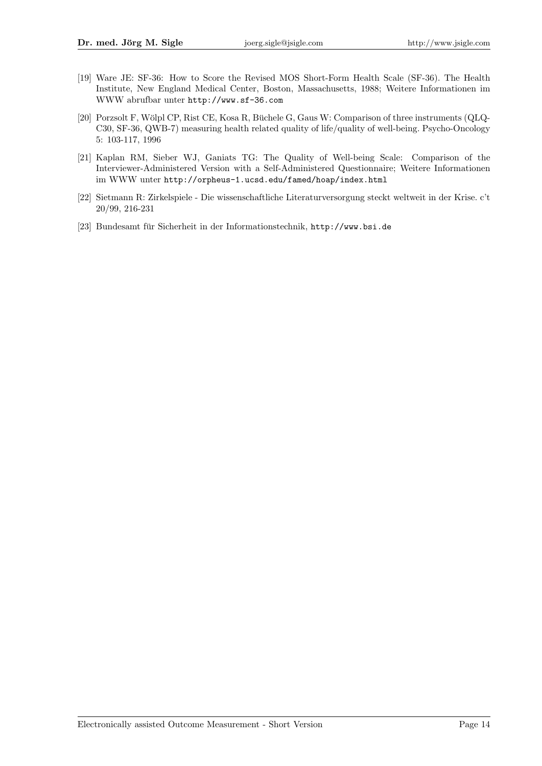[19] Ware JE: SF-36: How to Score the Revised MOS Short-Form Health Scale (SF-36). The Health Institute, New England Medical Center, Boston, Massachusetts, 1988; Weitere Informationen im WWW abrufbar unter http://www.sf-36.com

[20] Porzsolt F, Wölpl CP, Rist CE, Kosa R, Büchele G, Gaus W: Comparison of three instruments (QLQ-C30, SF-36, QWB-7) measuring health related quality of life/quality of well-being. Psycho-Oncology 5: 103-117, 1996

[21] Kaplan RM, Sieber WJ, Ganiats TG: The Quality of Well-being Scale: Comparison of the Interviewer-Administered Version with a Self-Administered Questionnaire; Weitere Informationen im WWW unter http://orpheus-1.ucsd.edu/famed/hoap/index.html

[22] Sietmann R: Zirkelspiele - Die wissenschaftliche Literaturversorgung steckt weltweit in der Krise. c't 20/99, 216-231

[23] Bundesamt für Sicherheit in der Informationstechnik, http://www.bsi.de